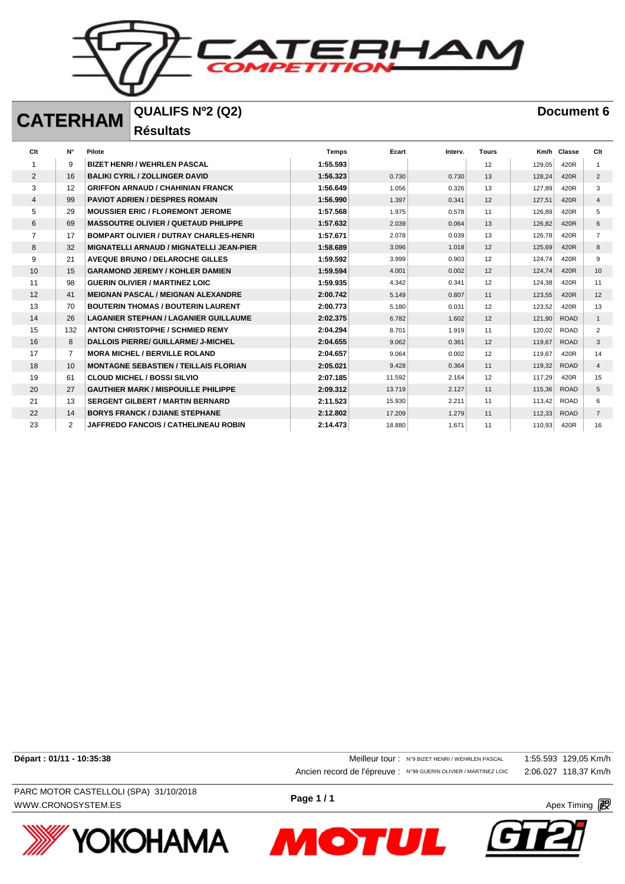# CATERHAM

## QUALIFS Nº2 (Q2)

## Résultats

**Document 6**

| Clt | N° | Pilote | Temps | Ecart | Interv. | Tours | Km/h | Classe | Clt |
|---|---|---|---|---|---|---|---|---|---|
| 1 | 9 | BIZET HENRI / WEHRLEN PASCAL | 1:55.593 | | | 12 | 129,05 | 420R | 1 |
| 2 | 16 | BALIKI CYRIL / ZOLLINGER DAVID | 1:56.323 | 0.730 | 0.730 | 13 | 128,24 | 420R | 2 |
| 3 | 12 | GRIFFON ARNAUD / CHAHINIAN FRANCK | 1:56.649 | 1.056 | 0.326 | 13 | 127,89 | 420R | 3 |
| 4 | 99 | PAVIOT ADRIEN / DESPRES ROMAIN | 1:56.990 | 1.397 | 0.341 | 12 | 127,51 | 420R | 4 |
| 5 | 29 | MOUSSIER ERIC / FLOREMONT JEROME | 1:57.568 | 1.975 | 0.578 | 11 | 126,89 | 420R | 5 |
| 6 | 69 | MASSOUTRE OLIVIER / QUETAUD PHILIPPE | 1:57.632 | 2.039 | 0.064 | 13 | 126,82 | 420R | 6 |
| 7 | 17 | BOMPART OLIVIER / DUTRAY CHARLES-HENRI | 1:57.671 | 2.078 | 0.039 | 13 | 126,78 | 420R | 7 |
| 8 | 32 | MIGNATELLI ARNAUD / MIGNATELLI JEAN-PIER | 1:58.689 | 3.096 | 1.018 | 12 | 125,69 | 420R | 8 |
| 9 | 21 | AVEQUE BRUNO / DELAROCHE GILLES | 1:59.592 | 3.999 | 0.903 | 12 | 124,74 | 420R | 9 |
| 10 | 15 | GARAMOND JEREMY / KOHLER DAMIEN | 1:59.594 | 4.001 | 0.002 | 12 | 124,74 | 420R | 10 |
| 11 | 98 | GUERIN OLIVIER / MARTINEZ LOIC | 1:59.935 | 4.342 | 0.341 | 12 | 124,38 | 420R | 11 |
| 12 | 41 | MEIGNAN PASCAL / MEIGNAN ALEXANDRE | 2:00.742 | 5.149 | 0.807 | 11 | 123,55 | 420R | 12 |
| 13 | 70 | BOUTERIN THOMAS / BOUTERIN LAURENT | 2:00.773 | 5.180 | 0.031 | 12 | 123,52 | 420R | 13 |
| 14 | 26 | LAGANIER STEPHAN / LAGANIER GUILLAUME | 2:02.375 | 6.782 | 1.602 | 12 | 121,90 | ROAD | 1 |
| 15 | 132 | ANTONI CHRISTOPHE / SCHMIED REMY | 2:04.294 | 8.701 | 1.919 | 11 | 120,02 | ROAD | 2 |
| 16 | 8 | DALLOIS PIERRE/ GUILLARME/ J-MICHEL | 2:04.655 | 9.062 | 0.361 | 12 | 119,67 | ROAD | 3 |
| 17 | 7 | MORA MICHEL / BERVILLE ROLAND | 2:04.657 | 9.064 | 0.002 | 12 | 119,67 | 420R | 14 |
| 18 | 10 | MONTAGNE SEBASTIEN / TEILLAIS FLORIAN | 2:05.021 | 9.428 | 0.364 | 11 | 119,32 | ROAD | 4 |
| 19 | 61 | CLOUD MICHEL / BOSSI SILVIO | 2:07.185 | 11.592 | 2.164 | 12 | 117,29 | 420R | 15 |
| 20 | 27 | GAUTHIER MARK / MISPOUILLE PHILIPPE | 2:09.312 | 13.719 | 2.127 | 11 | 115,36 | ROAD | 5 |
| 21 | 13 | SERGENT GILBERT / MARTIN BERNARD | 2:11.523 | 15.930 | 2.211 | 11 | 113,42 | ROAD | 6 |
| 22 | 14 | BORYS FRANCK / DJIANE STEPHANE | 2:12.802 | 17.209 | 1.279 | 11 | 112,33 | ROAD | 7 |
| 23 | 2 | JAFFREDO FANCOIS / CATHELINEAU ROBIN | 2:14.473 | 18.880 | 1.671 | 11 | 110,93 | 420R | 16 |

**Départ : 01/11 - 10:35:38**

Meilleur tour : N°9 BIZET HENRI / WEHRLEN PASCAL 1:55.593 129,05 Km/h

Ancien record de l'épreuve : N°98 GUERIN OLIVIER / MARTINEZ LOIC 2:06.027 118,37 Km/h

PARC MOTOR CASTELLOLI (SPA) 31/10/2018

WWW.CRONOSYSTEM.ES

Apex Timing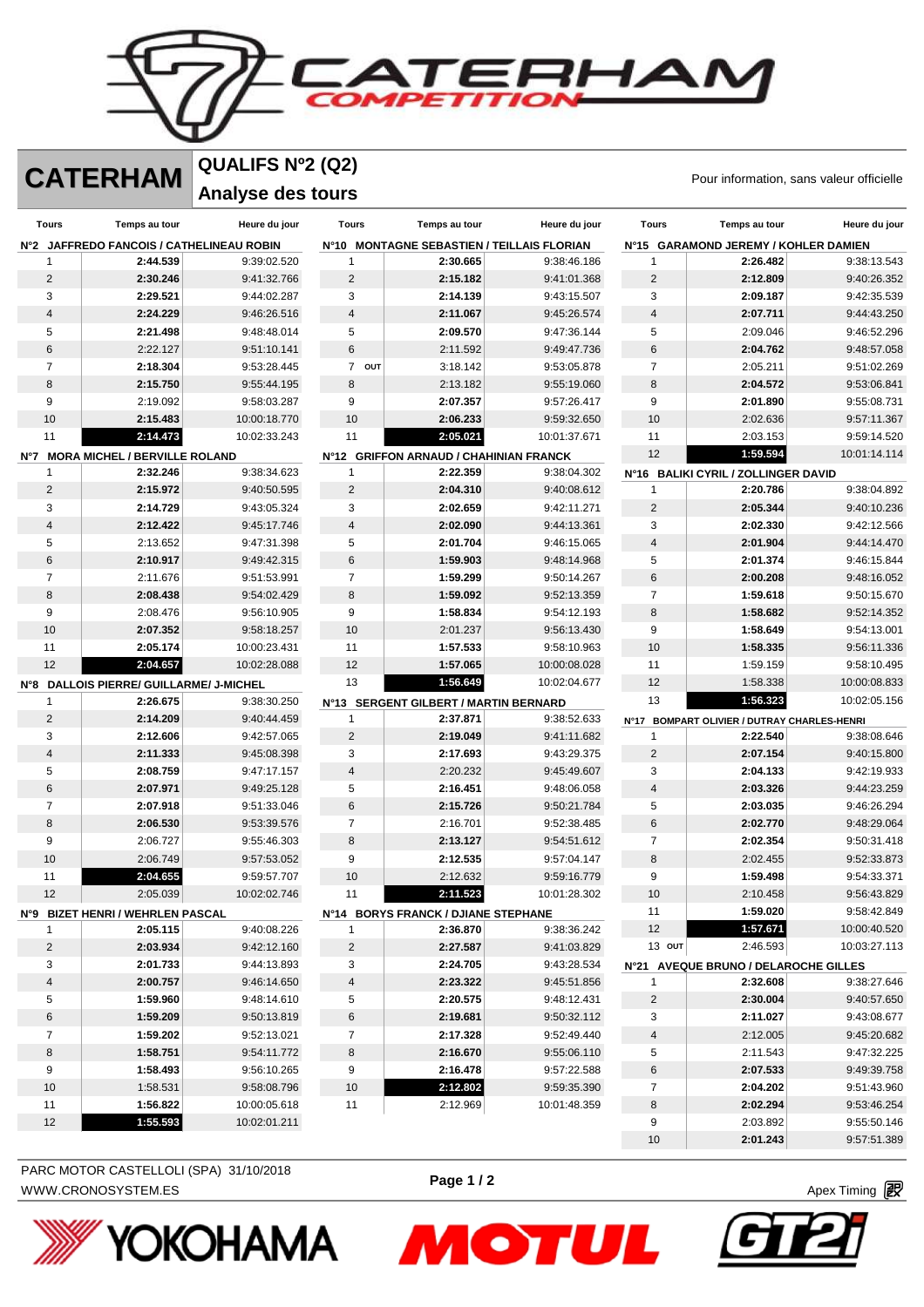# CATERHAM

## QUALIFS Nº2 (Q2)

## Analyse des tours

Pour information, sans valeur officielle

### N°2 JAFFREDO FANCOIS / CATHELINEAU ROBIN

| Tours | Temps au tour | Heure du jour |
|---|---|---|
| 1 | **2:44.539** | 9:39:02.520 |
| 2 | **2:30.246** | 9:41:32.766 |
| 3 | **2:29.521** | 9:44:02.287 |
| 4 | **2:24.229** | 9:46:26.516 |
| 5 | **2:21.498** | 9:48:48.014 |
| 6 | 2:22.127 | 9:51:10.141 |
| 7 | **2:18.304** | 9:53:28.445 |
| 8 | **2:15.750** | 9:55:44.195 |
| 9 | 2:19.092 | 9:58:03.287 |
| 10 | **2:15.483** | 10:00:18.770 |
| 11 | **2:14.473** | 10:02:33.243 |

### N°7 MORA MICHEL / BERVILLE ROLAND

| Tours | Temps au tour | Heure du jour |
|---|---|---|
| 1 | **2:32.246** | 9:38:34.623 |
| 2 | **2:15.972** | 9:40:50.595 |
| 3 | **2:14.729** | 9:43:05.324 |
| 4 | **2:12.422** | 9:45:17.746 |
| 5 | 2:13.652 | 9:47:31.398 |
| 6 | **2:10.917** | 9:49:42.315 |
| 7 | 2:11.676 | 9:51:53.991 |
| 8 | **2:08.438** | 9:54:02.429 |
| 9 | 2:08.476 | 9:56:10.905 |
| 10 | **2:07.352** | 9:58:18.257 |
| 11 | **2:05.174** | 10:00:23.431 |
| 12 | **2:04.657** | 10:02:28.088 |

### N°8 DALLOIS PIERRE/ GUILLARME/ J-MICHEL

| Tours | Temps au tour | Heure du jour |
|---|---|---|
| 1 | **2:26.675** | 9:38:30.250 |
| 2 | **2:14.209** | 9:40:44.459 |
| 3 | **2:12.606** | 9:42:57.065 |
| 4 | **2:11.333** | 9:45:08.398 |
| 5 | **2:08.759** | 9:47:17.157 |
| 6 | **2:07.971** | 9:49:25.128 |
| 7 | **2:07.918** | 9:51:33.046 |
| 8 | **2:06.530** | 9:53:39.576 |
| 9 | 2:06.727 | 9:55:46.303 |
| 10 | 2:06.749 | 9:57:53.052 |
| 11 | **2:04.655** | 9:59:57.707 |
| 12 | 2:05.039 | 10:02:02.746 |

### N°9 BIZET HENRI / WEHRLEN PASCAL

| Tours | Temps au tour | Heure du jour |
|---|---|---|
| 1 | **2:05.115** | 9:40:08.226 |
| 2 | **2:03.934** | 9:42:12.160 |
| 3 | **2:01.733** | 9:44:13.893 |
| 4 | **2:00.757** | 9:46:14.650 |
| 5 | **1:59.960** | 9:48:14.610 |
| 6 | **1:59.209** | 9:50:13.819 |
| 7 | **1:59.202** | 9:52:13.021 |
| 8 | **1:58.751** | 9:54:11.772 |
| 9 | **1:58.493** | 9:56:10.265 |
| 10 | 1:58.531 | 9:58:08.796 |
| 11 | **1:56.822** | 10:00:05.618 |
| 12 | **1:55.593** | 10:02:01.211 |

### N°10 MONTAGNE SEBASTIEN / TEILLAIS FLORIAN

| Tours | Temps au tour | Heure du jour |
|---|---|---|
| 1 | **2:30.665** | 9:38:46.186 |
| 2 | **2:15.182** | 9:41:01.368 |
| 3 | **2:14.139** | 9:43:15.507 |
| 4 | **2:11.067** | 9:45:26.574 |
| 5 | **2:09.570** | 9:47:36.144 |
| 6 | 2:11.592 | 9:49:47.736 |
| 7 OUT | 3:18.142 | 9:53:05.878 |
| 8 | 2:13.182 | 9:55:19.060 |
| 9 | **2:07.357** | 9:57:26.417 |
| 10 | **2:06.233** | 9:59:32.650 |
| 11 | **2:05.021** | 10:01:37.671 |

### N°12 GRIFFON ARNAUD / CHAHINIAN FRANCK

| Tours | Temps au tour | Heure du jour |
|---|---|---|
| 1 | **2:22.359** | 9:38:04.302 |
| 2 | **2:04.310** | 9:40:08.612 |
| 3 | **2:02.659** | 9:42:11.271 |
| 4 | **2:02.090** | 9:44:13.361 |
| 5 | **2:01.704** | 9:46:15.065 |
| 6 | **1:59.903** | 9:48:14.968 |
| 7 | **1:59.299** | 9:50:14.267 |
| 8 | **1:59.092** | 9:52:13.359 |
| 9 | **1:58.834** | 9:54:12.193 |
| 10 | 2:01.237 | 9:56:13.430 |
| 11 | **1:57.533** | 9:58:10.963 |
| 12 | **1:57.065** | 10:00:08.028 |
| 13 | **1:56.649** | 10:02:04.677 |

### N°13 SERGENT GILBERT / MARTIN BERNARD

| Tours | Temps au tour | Heure du jour |
|---|---|---|
| 1 | **2:37.871** | 9:38:52.633 |
| 2 | **2:19.049** | 9:41:11.682 |
| 3 | **2:17.693** | 9:43:29.375 |
| 4 | 2:20.232 | 9:45:49.607 |
| 5 | **2:16.451** | 9:48:06.058 |
| 6 | **2:15.726** | 9:50:21.784 |
| 7 | 2:16.701 | 9:52:38.485 |
| 8 | **2:13.127** | 9:54:51.612 |
| 9 | **2:12.535** | 9:57:04.147 |
| 10 | 2:12.632 | 9:59:16.779 |
| 11 | **2:11.523** | 10:01:28.302 |

### N°14 BORYS FRANCK / DJIANE STEPHANE

| Tours | Temps au tour | Heure du jour |
|---|---|---|
| 1 | **2:36.870** | 9:38:36.242 |
| 2 | **2:27.587** | 9:41:03.829 |
| 3 | **2:24.705** | 9:43:28.534 |
| 4 | **2:23.322** | 9:45:51.856 |
| 5 | **2:20.575** | 9:48:12.431 |
| 6 | **2:19.681** | 9:50:32.112 |
| 7 | **2:17.328** | 9:52:49.440 |
| 8 | **2:16.670** | 9:55:06.110 |
| 9 | **2:16.478** | 9:57:22.588 |
| 10 | **2:12.802** | 9:59:35.390 |
| 11 | 2:12.969 | 10:01:48.359 |

### N°15 GARAMOND JEREMY / KOHLER DAMIEN

| Tours | Temps au tour | Heure du jour |
|---|---|---|
| 1 | **2:26.482** | 9:38:13.543 |
| 2 | **2:12.809** | 9:40:26.352 |
| 3 | **2:09.187** | 9:42:35.539 |
| 4 | **2:07.711** | 9:44:43.250 |
| 5 | 2:09.046 | 9:46:52.296 |
| 6 | **2:04.762** | 9:48:57.058 |
| 7 | 2:05.211 | 9:51:02.269 |
| 8 | **2:04.572** | 9:53:06.841 |
| 9 | **2:01.890** | 9:55:08.731 |
| 10 | 2:02.636 | 9:57:11.367 |
| 11 | 2:03.153 | 9:59:14.520 |
| 12 | **1:59.594** | 10:01:14.114 |

### N°16 BALIKI CYRIL / ZOLLINGER DAVID

| Tours | Temps au tour | Heure du jour |
|---|---|---|
| 1 | **2:20.786** | 9:38:04.892 |
| 2 | **2:05.344** | 9:40:10.236 |
| 3 | **2:02.330** | 9:42:12.566 |
| 4 | **2:01.904** | 9:44:14.470 |
| 5 | **2:01.374** | 9:46:15.844 |
| 6 | **2:00.208** | 9:48:16.052 |
| 7 | **1:59.618** | 9:50:15.670 |
| 8 | **1:58.682** | 9:52:14.352 |
| 9 | **1:58.649** | 9:54:13.001 |
| 10 | **1:58.335** | 9:56:11.336 |
| 11 | 1:59.159 | 9:58:10.495 |
| 12 | 1:58.338 | 10:00:08.833 |
| 13 | **1:56.323** | 10:02:05.156 |

### N°17 BOMPART OLIVIER / DUTRAY CHARLES-HENRI

| Tours | Temps au tour | Heure du jour |
|---|---|---|
| 1 | **2:22.540** | 9:38:08.646 |
| 2 | **2:07.154** | 9:40:15.800 |
| 3 | **2:04.133** | 9:42:19.933 |
| 4 | **2:03.326** | 9:44:23.259 |
| 5 | **2:03.035** | 9:46:26.294 |
| 6 | **2:02.770** | 9:48:29.064 |
| 7 | **2:02.354** | 9:50:31.418 |
| 8 | 2:02.455 | 9:52:33.873 |
| 9 | **1:59.498** | 9:54:33.371 |
| 10 | 2:10.458 | 9:56:43.829 |
| 11 | **1:59.020** | 9:58:42.849 |
| 12 | **1:57.671** | 10:00:40.520 |
| 13 OUT | 2:46.593 | 10:03:27.113 |

### N°21 AVEQUE BRUNO / DELAROCHE GILLES

| Tours | Temps au tour | Heure du jour |
|---|---|---|
| 1 | **2:32.608** | 9:38:27.646 |
| 2 | **2:30.004** | 9:40:57.650 |
| 3 | **2:11.027** | 9:43:08.677 |
| 4 | 2:12.005 | 9:45:20.682 |
| 5 | 2:11.543 | 9:47:32.225 |
| 6 | **2:07.533** | 9:49:39.758 |
| 7 | **2:04.202** | 9:51:43.960 |
| 8 | **2:02.294** | 9:53:46.254 |
| 9 | 2:03.892 | 9:55:50.146 |
| 10 | **2:01.243** | 9:57:51.389 |

PARC MOTOR CASTELLOLI (SPA) 31/10/2018
WWW.CRONOSYSTEM.ES

Apex Timing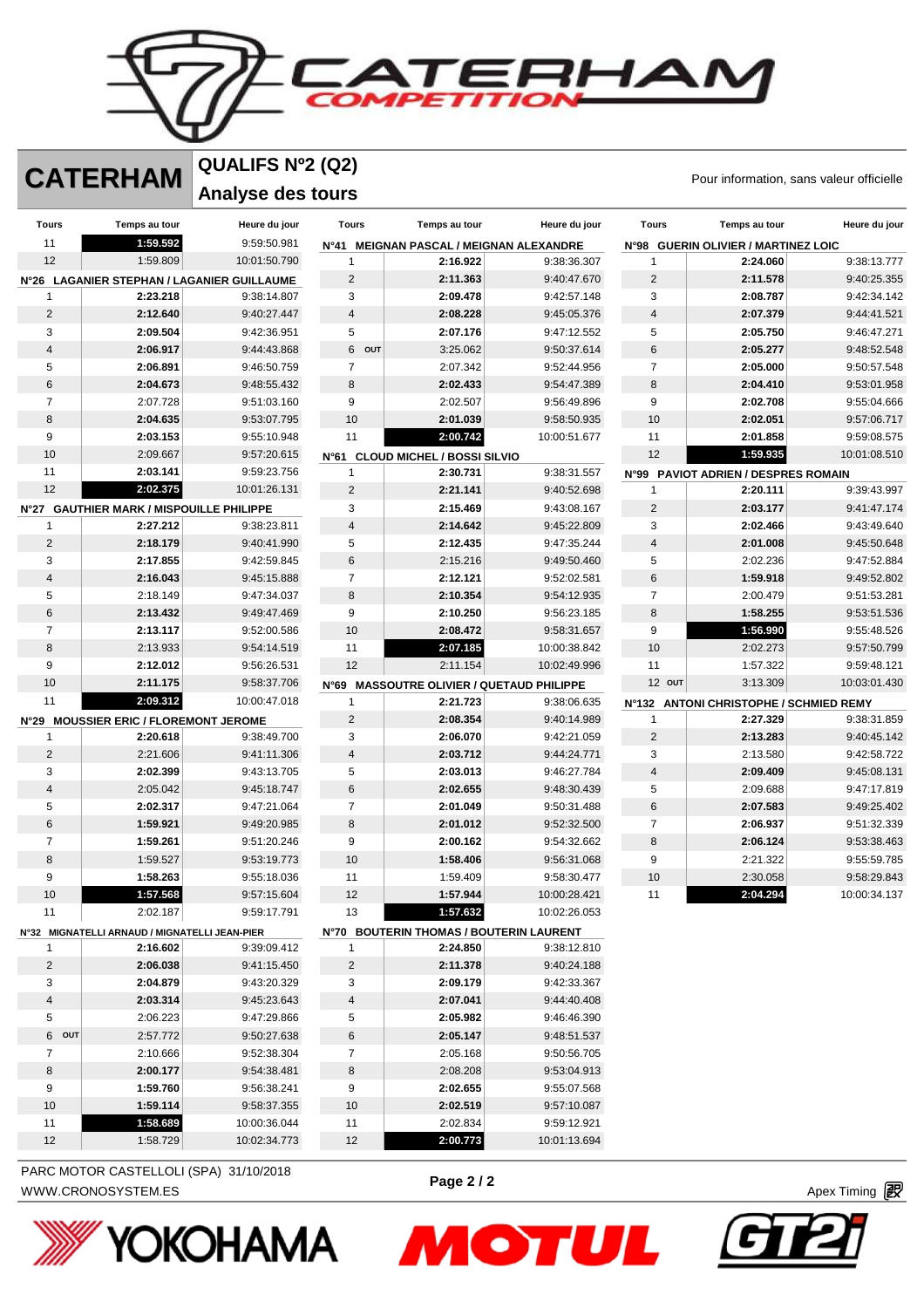# CATERHAM

## QUALIFS Nº2 (Q2)

## Analyse des tours

Pour information, sans valeur officielle

| Tours | Temps au tour | Heure du jour |
|---|---|---|
| 11 | **1:59.592** | 9:59:50.981 |
| 12 | 1:59.809 | 10:01:50.790 |

**N°26 LAGANIER STEPHAN / LAGANIER GUILLAUME**

| Tours | Temps au tour | Heure du jour |
|---|---|---|
| 1 | **2:23.218** | 9:38:14.807 |
| 2 | **2:12.640** | 9:40:27.447 |
| 3 | **2:09.504** | 9:42:36.951 |
| 4 | **2:06.917** | 9:44:43.868 |
| 5 | **2:06.891** | 9:46:50.759 |
| 6 | **2:04.673** | 9:48:55.432 |
| 7 | 2:07.728 | 9:51:03.160 |
| 8 | **2:04.635** | 9:53:07.795 |
| 9 | **2:03.153** | 9:55:10.948 |
| 10 | 2:09.667 | 9:57:20.615 |
| 11 | **2:03.141** | 9:59:23.756 |
| 12 | **2:02.375** | 10:01:26.131 |

**N°27 GAUTHIER MARK / MISPOUILLE PHILIPPE**

| Tours | Temps au tour | Heure du jour |
|---|---|---|
| 1 | **2:27.212** | 9:38:23.811 |
| 2 | **2:18.179** | 9:40:41.990 |
| 3 | **2:17.855** | 9:42:59.845 |
| 4 | **2:16.043** | 9:45:15.888 |
| 5 | 2:18.149 | 9:47:34.037 |
| 6 | **2:13.432** | 9:49:47.469 |
| 7 | **2:13.117** | 9:52:00.586 |
| 8 | 2:13.933 | 9:54:14.519 |
| 9 | **2:12.012** | 9:56:26.531 |
| 10 | **2:11.175** | 9:58:37.706 |
| 11 | **2:09.312** | 10:00:47.018 |

**N°29 MOUSSIER ERIC / FLOREMONT JEROME**

| Tours | Temps au tour | Heure du jour |
|---|---|---|
| 1 | **2:20.618** | 9:38:49.700 |
| 2 | 2:21.606 | 9:41:11.306 |
| 3 | **2:02.399** | 9:43:13.705 |
| 4 | 2:05.042 | 9:45:18.747 |
| 5 | **2:02.317** | 9:47:21.064 |
| 6 | **1:59.921** | 9:49:20.985 |
| 7 | **1:59.261** | 9:51:20.246 |
| 8 | 1:59.527 | 9:53:19.773 |
| 9 | **1:58.263** | 9:55:18.036 |
| 10 | **1:57.568** | 9:57:15.604 |
| 11 | 2:02.187 | 9:59:17.791 |

**N°32 MIGNATELLI ARNAUD / MIGNATELLI JEAN-PIER**

| Tours | Temps au tour | Heure du jour |
|---|---|---|
| 1 | **2:16.602** | 9:39:09.412 |
| 2 | **2:06.038** | 9:41:15.450 |
| 3 | **2:04.879** | 9:43:20.329 |
| 4 | **2:03.314** | 9:45:23.643 |
| 5 | 2:06.223 | 9:47:29.866 |
| 6 OUT | 2:57.772 | 9:50:27.638 |
| 7 | 2:10.666 | 9:52:38.304 |
| 8 | **2:00.177** | 9:54:38.481 |
| 9 | **1:59.760** | 9:56:38.241 |
| 10 | **1:59.114** | 9:58:37.355 |
| 11 | **1:58.689** | 10:00:36.044 |
| 12 | 1:58.729 | 10:02:34.773 |

**N°41 MEIGNAN PASCAL / MEIGNAN ALEXANDRE**

| Tours | Temps au tour | Heure du jour |
|---|---|---|
| 1 | **2:16.922** | 9:38:36.307 |
| 2 | **2:11.363** | 9:40:47.670 |
| 3 | **2:09.478** | 9:42:57.148 |
| 4 | **2:08.228** | 9:45:05.376 |
| 5 | **2:07.176** | 9:47:12.552 |
| 6 OUT | 3:25.062 | 9:50:37.614 |
| 7 | 2:07.342 | 9:52:44.956 |
| 8 | **2:02.433** | 9:54:47.389 |
| 9 | 2:02.507 | 9:56:49.896 |
| 10 | **2:01.039** | 9:58:50.935 |
| 11 | **2:00.742** | 10:00:51.677 |

**N°61 CLOUD MICHEL / BOSSI SILVIO**

| Tours | Temps au tour | Heure du jour |
|---|---|---|
| 1 | **2:30.731** | 9:38:31.557 |
| 2 | **2:21.141** | 9:40:52.698 |
| 3 | **2:15.469** | 9:43:08.167 |
| 4 | **2:14.642** | 9:45:22.809 |
| 5 | **2:12.435** | 9:47:35.244 |
| 6 | 2:15.216 | 9:49:50.460 |
| 7 | **2:12.121** | 9:52:02.581 |
| 8 | **2:10.354** | 9:54:12.935 |
| 9 | **2:10.250** | 9:56:23.185 |
| 10 | **2:08.472** | 9:58:31.657 |
| 11 | **2:07.185** | 10:00:38.842 |
| 12 | 2:11.154 | 10:02:49.996 |

**N°69 MASSOUTRE OLIVIER / QUETAUD PHILIPPE**

| Tours | Temps au tour | Heure du jour |
|---|---|---|
| 1 | **2:21.723** | 9:38:06.635 |
| 2 | **2:08.354** | 9:40:14.989 |
| 3 | **2:06.070** | 9:42:21.059 |
| 4 | **2:03.712** | 9:44:24.771 |
| 5 | **2:03.013** | 9:46:27.784 |
| 6 | **2:02.655** | 9:48:30.439 |
| 7 | **2:01.049** | 9:50:31.488 |
| 8 | **2:01.012** | 9:52:32.500 |
| 9 | **2:00.162** | 9:54:32.662 |
| 10 | **1:58.406** | 9:56:31.068 |
| 11 | 1:59.409 | 9:58:30.477 |
| 12 | **1:57.944** | 10:00:28.421 |
| 13 | **1:57.632** | 10:02:26.053 |

**N°70 BOUTERIN THOMAS / BOUTERIN LAURENT**

| Tours | Temps au tour | Heure du jour |
|---|---|---|
| 1 | **2:24.850** | 9:38:12.810 |
| 2 | **2:11.378** | 9:40:24.188 |
| 3 | **2:09.179** | 9:42:33.367 |
| 4 | **2:07.041** | 9:44:40.408 |
| 5 | **2:05.982** | 9:46:46.390 |
| 6 | **2:05.147** | 9:48:51.537 |
| 7 | 2:05.168 | 9:50:56.705 |
| 8 | 2:08.208 | 9:53:04.913 |
| 9 | **2:02.655** | 9:55:07.568 |
| 10 | **2:02.519** | 9:57:10.087 |
| 11 | 2:02.834 | 9:59:12.921 |
| 12 | **2:00.773** | 10:01:13.694 |

**N°98 GUERIN OLIVIER / MARTINEZ LOIC**

| Tours | Temps au tour | Heure du jour |
|---|---|---|
| 1 | **2:24.060** | 9:38:13.777 |
| 2 | **2:11.578** | 9:40:25.355 |
| 3 | **2:08.787** | 9:42:34.142 |
| 4 | **2:07.379** | 9:44:41.521 |
| 5 | **2:05.750** | 9:46:47.271 |
| 6 | **2:05.277** | 9:48:52.548 |
| 7 | **2:05.000** | 9:50:57.548 |
| 8 | **2:04.410** | 9:53:01.958 |
| 9 | **2:02.708** | 9:55:04.666 |
| 10 | **2:02.051** | 9:57:06.717 |
| 11 | **2:01.858** | 9:59:08.575 |
| 12 | **1:59.935** | 10:01:08.510 |

**N°99 PAVIOT ADRIEN / DESPRES ROMAIN**

| Tours | Temps au tour | Heure du jour |
|---|---|---|
| 1 | **2:20.111** | 9:39:43.997 |
| 2 | **2:03.177** | 9:41:47.174 |
| 3 | **2:02.466** | 9:43:49.640 |
| 4 | **2:01.008** | 9:45:50.648 |
| 5 | 2:02.236 | 9:47:52.884 |
| 6 | **1:59.918** | 9:49:52.802 |
| 7 | 2:00.479 | 9:51:53.281 |
| 8 | **1:58.255** | 9:53:51.536 |
| 9 | **1:56.990** | 9:55:48.526 |
| 10 | 2:02.273 | 9:57:50.799 |
| 11 | 1:57.322 | 9:59:48.121 |
| 12 OUT | 3:13.309 | 10:03:01.430 |

**N°132 ANTONI CHRISTOPHE / SCHMIED REMY**

| Tours | Temps au tour | Heure du jour |
|---|---|---|
| 1 | **2:27.329** | 9:38:31.859 |
| 2 | **2:13.283** | 9:40:45.142 |
| 3 | 2:13.580 | 9:42:58.722 |
| 4 | **2:09.409** | 9:45:08.131 |
| 5 | 2:09.688 | 9:47:17.819 |
| 6 | **2:07.583** | 9:49:25.402 |
| 7 | **2:06.937** | 9:51:32.339 |
| 8 | **2:06.124** | 9:53:38.463 |
| 9 | 2:21.322 | 9:55:59.785 |
| 10 | 2:30.058 | 9:58:29.843 |
| 11 | **2:04.294** | 10:00:34.137 |

PARC MOTOR CASTELLOLI (SPA) 31/10/2018
WWW.CRONOSYSTEM.ES

Apex Timing